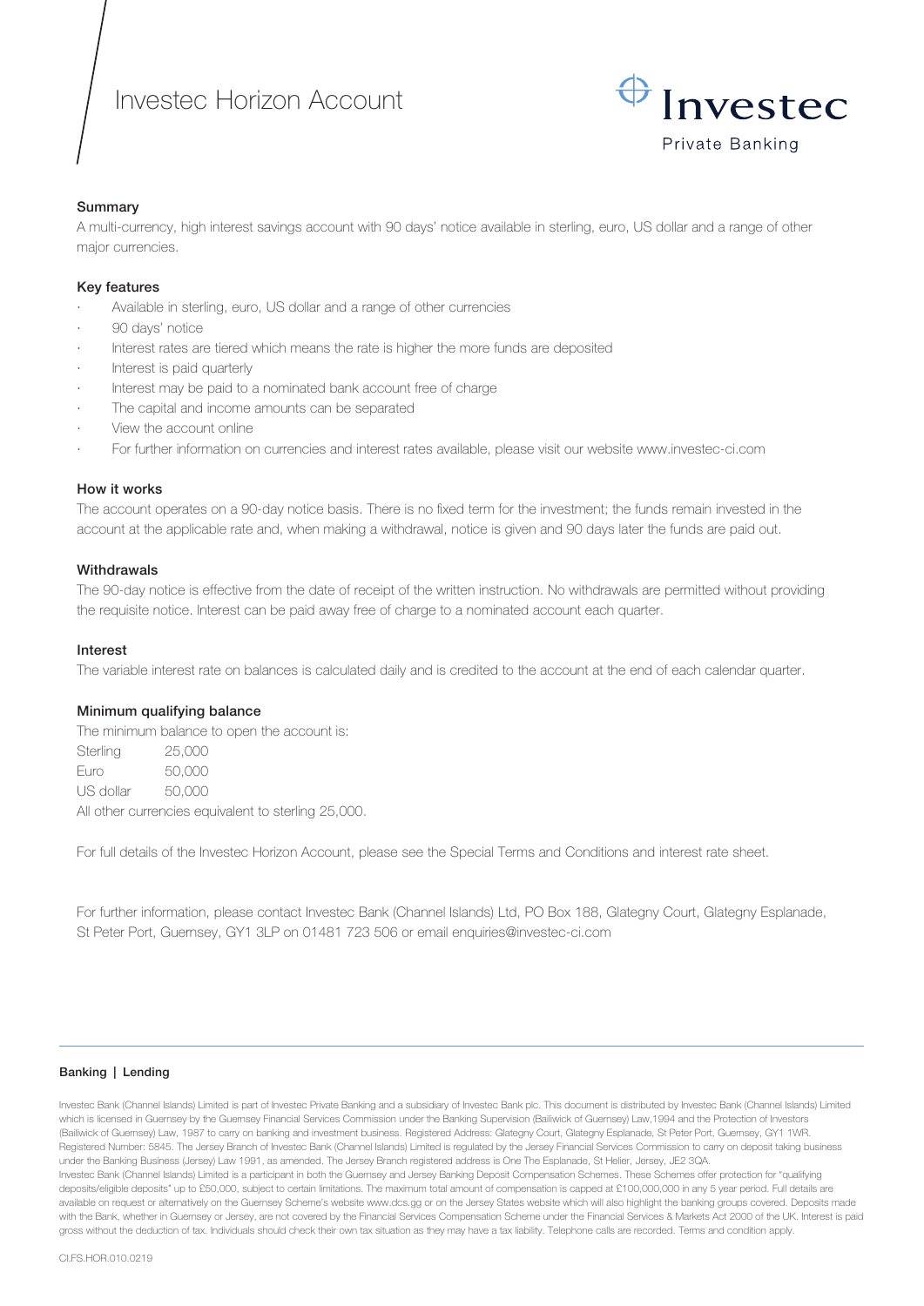# Investec Horizon Account

Investec
Private Banking

## Summary

A multi-currency, high interest savings account with 90 days' notice available in sterling, euro, US dollar and a range of other major currencies.

## Key features

- Available in sterling, euro, US dollar and a range of other currencies
- 90 days' notice
- Interest rates are tiered which means the rate is higher the more funds are deposited
- Interest is paid quarterly
- Interest may be paid to a nominated bank account free of charge
- The capital and income amounts can be separated
- View the account online
- For further information on currencies and interest rates available, please visit our website www.investec-ci.com

## How it works

The account operates on a 90-day notice basis. There is no fixed term for the investment; the funds remain invested in the account at the applicable rate and, when making a withdrawal, notice is given and 90 days later the funds are paid out.

## Withdrawals

The 90-day notice is effective from the date of receipt of the written instruction. No withdrawals are permitted without providing the requisite notice. Interest can be paid away free of charge to a nominated account each quarter.

## Interest

The variable interest rate on balances is calculated daily and is credited to the account at the end of each calendar quarter.

## Minimum qualifying balance

The minimum balance to open the account is:

| | |
|---|---|
| Sterling | 25,000 |
| Euro | 50,000 |
| US dollar | 50,000 |

All other currencies equivalent to sterling 25,000.

For full details of the Investec Horizon Account, please see the Special Terms and Conditions and interest rate sheet.

For further information, please contact Investec Bank (Channel Islands) Ltd, PO Box 188, Glategny Court, Glategny Esplanade, St Peter Port, Guernsey, GY1 3LP on 01481 723 506 or email enquiries@investec-ci.com

**Banking | Lending**

Investec Bank (Channel Islands) Limited is part of Investec Private Banking and a subsidiary of Investec Bank plc. This document is distributed by Investec Bank (Channel Islands) Limited which is licensed in Guernsey by the Guernsey Financial Services Commission under the Banking Supervision (Bailiwick of Guernsey) Law,1994 and the Protection of Investors (Bailiwick of Guernsey) Law, 1987 to carry on banking and investment business. Registered Address: Glategny Court, Glategny Esplanade, St Peter Port, Guernsey, GY1 1WR. Registered Number: 5845. The Jersey Branch of Investec Bank (Channel Islands) Limited is regulated by the Jersey Financial Services Commission to carry on deposit taking business under the Banking Business (Jersey) Law 1991, as amended. The Jersey Branch registered address is One The Esplanade, St Helier, Jersey, JE2 3QA.
Investec Bank (Channel Islands) Limited is a participant in both the Guernsey and Jersey Banking Deposit Compensation Schemes. These Schemes offer protection for "qualifying deposits/eligible deposits" up to £50,000, subject to certain limitations. The maximum total amount of compensation is capped at £100,000,000 in any 5 year period. Full details are available on request or alternatively on the Guernsey Scheme's website www.dcs.gg or on the Jersey States website which will also highlight the banking groups covered. Deposits made with the Bank, whether in Guernsey or Jersey, are not covered by the Financial Services Compensation Scheme under the Financial Services & Markets Act 2000 of the UK. Interest is paid gross without the deduction of tax. Individuals should check their own tax situation as they may have a tax liability. Telephone calls are recorded. Terms and condition apply.

CI.FS.HOR.010.0219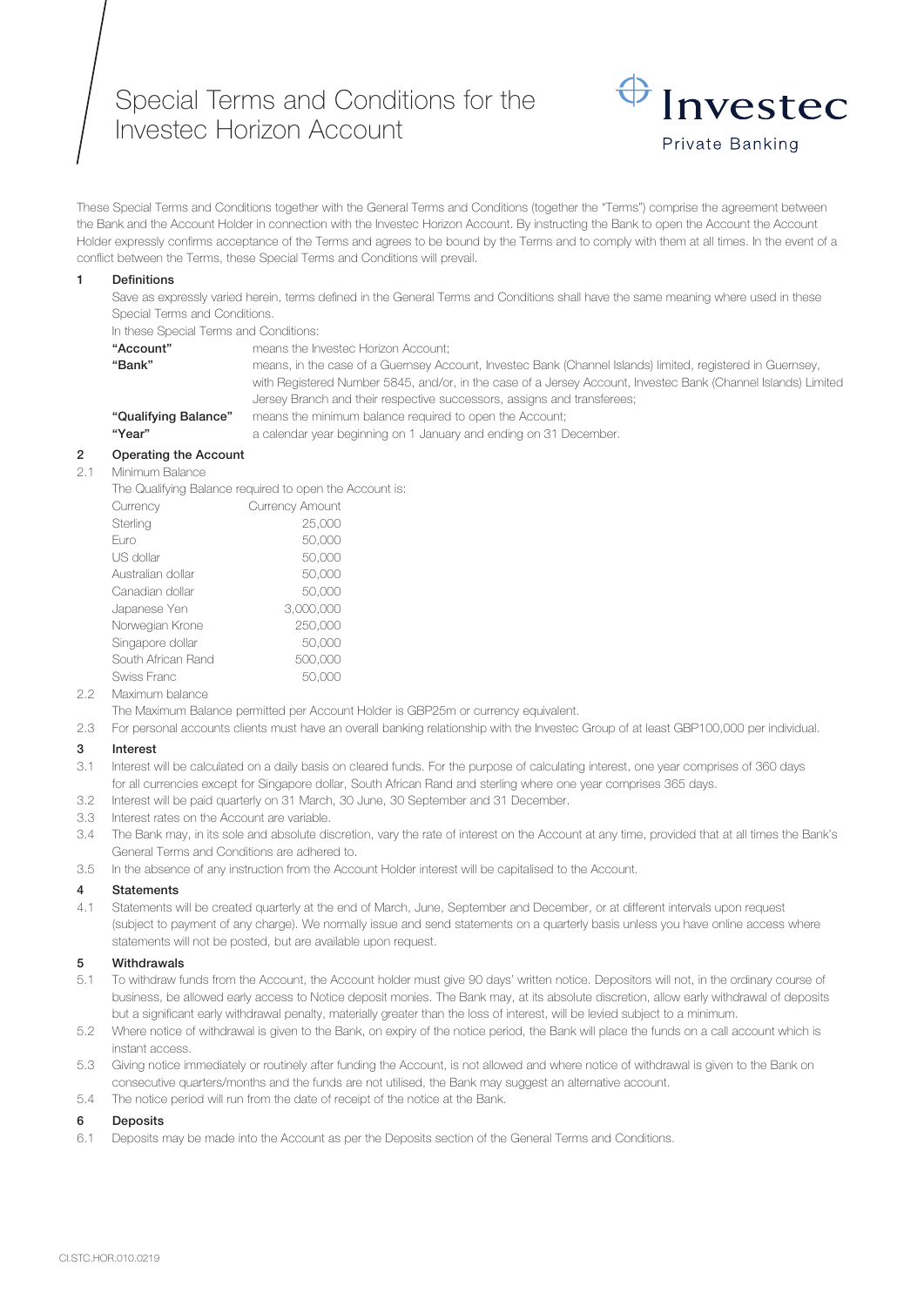# Special Terms and Conditions for the Investec Horizon Account

Investec Private Banking

These Special Terms and Conditions together with the General Terms and Conditions (together the "Terms") comprise the agreement between the Bank and the Account Holder in connection with the Investec Horizon Account. By instructing the Bank to open the Account the Account Holder expressly confirms acceptance of the Terms and agrees to be bound by the Terms and to comply with them at all times. In the event of a conflict between the Terms, these Special Terms and Conditions will prevail.

## 1 Definitions

Save as expressly varied herein, terms defined in the General Terms and Conditions shall have the same meaning where used in these Special Terms and Conditions.

In these Special Terms and Conditions:

| | |
|---|---|
| **"Account"** | means the Investec Horizon Account; |
| **"Bank"** | means, in the case of a Guernsey Account, Investec Bank (Channel Islands) limited, registered in Guernsey, with Registered Number 5845, and/or, in the case of a Jersey Account, Investec Bank (Channel Islands) Limited Jersey Branch and their respective successors, assigns and transferees; |
| **"Qualifying Balance"** | means the minimum balance required to open the Account; |
| **"Year"** | a calendar year beginning on 1 January and ending on 31 December. |

## 2 Operating the Account

2.1 Minimum Balance

The Qualifying Balance required to open the Account is:

| Currency | Currency Amount |
|---|---:|
| Sterling | 25,000 |
| Euro | 50,000 |
| US dollar | 50,000 |
| Australian dollar | 50,000 |
| Canadian dollar | 50,000 |
| Japanese Yen | 3,000,000 |
| Norwegian Krone | 250,000 |
| Singapore dollar | 50,000 |
| South African Rand | 500,000 |
| Swiss Franc | 50,000 |

2.2 Maximum balance

The Maximum Balance permitted per Account Holder is GBP25m or currency equivalent.

2.3 For personal accounts clients must have an overall banking relationship with the Investec Group of at least GBP100,000 per individual.

## 3 Interest

3.1 Interest will be calculated on a daily basis on cleared funds. For the purpose of calculating interest, one year comprises of 360 days for all currencies except for Singapore dollar, South African Rand and sterling where one year comprises 365 days.

3.2 Interest will be paid quarterly on 31 March, 30 June, 30 September and 31 December.

3.3 Interest rates on the Account are variable.

3.4 The Bank may, in its sole and absolute discretion, vary the rate of interest on the Account at any time, provided that at all times the Bank's General Terms and Conditions are adhered to.

3.5 In the absence of any instruction from the Account Holder interest will be capitalised to the Account.

## 4 Statements

4.1 Statements will be created quarterly at the end of March, June, September and December, or at different intervals upon request (subject to payment of any charge). We normally issue and send statements on a quarterly basis unless you have online access where statements will not be posted, but are available upon request.

## 5 Withdrawals

5.1 To withdraw funds from the Account, the Account holder must give 90 days' written notice. Depositors will not, in the ordinary course of business, be allowed early access to Notice deposit monies. The Bank may, at its absolute discretion, allow early withdrawal of deposits but a significant early withdrawal penalty, materially greater than the loss of interest, will be levied subject to a minimum.

5.2 Where notice of withdrawal is given to the Bank, on expiry of the notice period, the Bank will place the funds on a call account which is instant access.

5.3 Giving notice immediately or routinely after funding the Account, is not allowed and where notice of withdrawal is given to the Bank on consecutive quarters/months and the funds are not utilised, the Bank may suggest an alternative account.

5.4 The notice period will run from the date of receipt of the notice at the Bank.

## 6 Deposits

6.1 Deposits may be made into the Account as per the Deposits section of the General Terms and Conditions.

CI.STC.HOR.010.0219